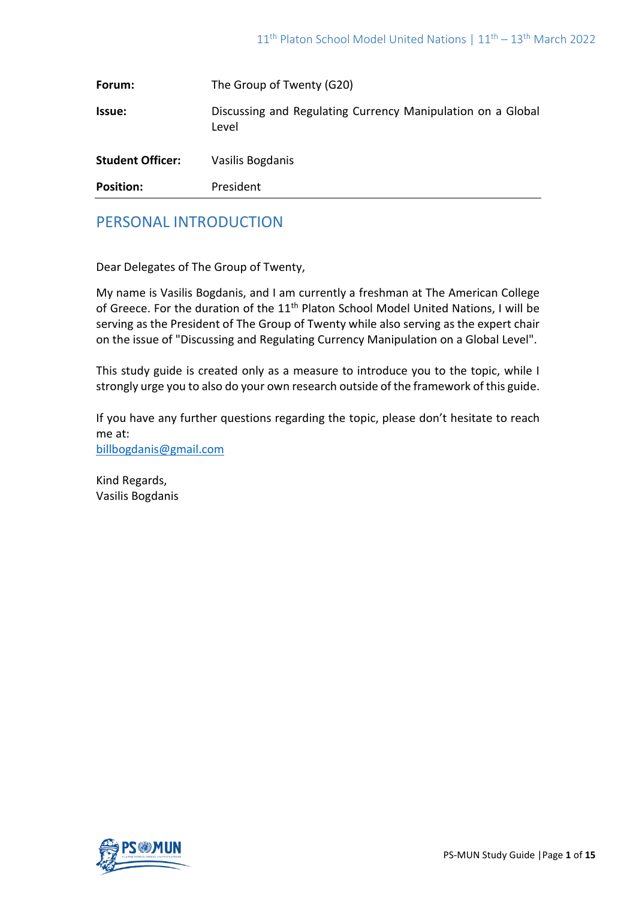| | |
|---|---|
| **Forum:** | The Group of Twenty (G20) |
| **Issue:** | Discussing and Regulating Currency Manipulation on a Global Level |
| **Student Officer:** | Vasilis Bogdanis |
| **Position:** | President |

## PERSONAL INTRODUCTION

Dear Delegates of The Group of Twenty,

My name is Vasilis Bogdanis, and I am currently a freshman at The American College of Greece. For the duration of the 11th Platon School Model United Nations, I will be serving as the President of The Group of Twenty while also serving as the expert chair on the issue of "Discussing and Regulating Currency Manipulation on a Global Level".

This study guide is created only as a measure to introduce you to the topic, while I strongly urge you to also do your own research outside of the framework of this guide.

If you have any further questions regarding the topic, please don't hesitate to reach me at:
billbogdanis@gmail.com

Kind Regards,
Vasilis Bogdanis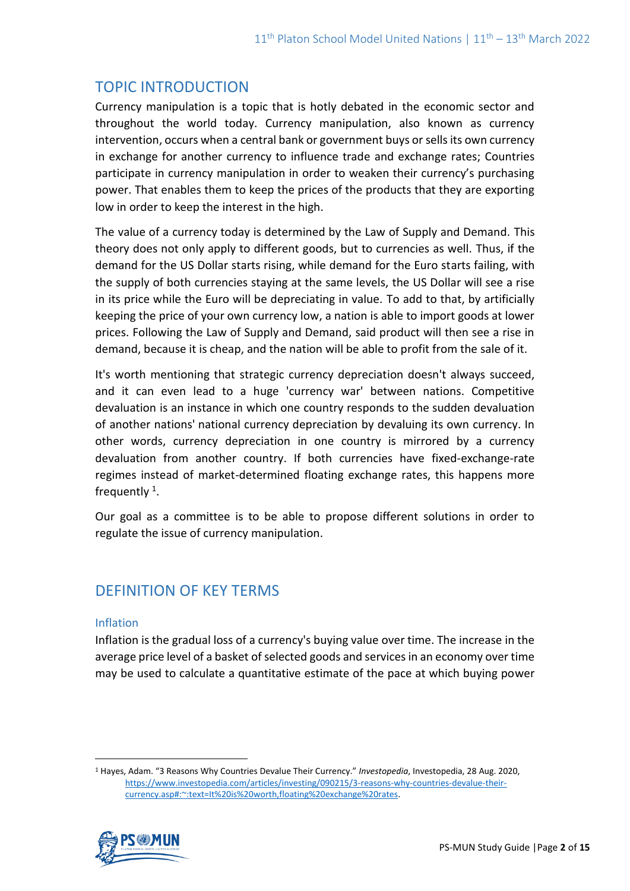## TOPIC INTRODUCTION

Currency manipulation is a topic that is hotly debated in the economic sector and throughout the world today. Currency manipulation, also known as currency intervention, occurs when a central bank or government buys or sells its own currency in exchange for another currency to influence trade and exchange rates; Countries participate in currency manipulation in order to weaken their currency's purchasing power. That enables them to keep the prices of the products that they are exporting low in order to keep the interest in the high.

The value of a currency today is determined by the Law of Supply and Demand. This theory does not only apply to different goods, but to currencies as well. Thus, if the demand for the US Dollar starts rising, while demand for the Euro starts failing, with the supply of both currencies staying at the same levels, the US Dollar will see a rise in its price while the Euro will be depreciating in value. To add to that, by artificially keeping the price of your own currency low, a nation is able to import goods at lower prices. Following the Law of Supply and Demand, said product will then see a rise in demand, because it is cheap, and the nation will be able to profit from the sale of it.

It's worth mentioning that strategic currency depreciation doesn't always succeed, and it can even lead to a huge 'currency war' between nations. Competitive devaluation is an instance in which one country responds to the sudden devaluation of another nations' national currency depreciation by devaluing its own currency. In other words, currency depreciation in one country is mirrored by a currency devaluation from another country. If both currencies have fixed-exchange-rate regimes instead of market-determined floating exchange rates, this happens more frequently [1].

Our goal as a committee is to be able to propose different solutions in order to regulate the issue of currency manipulation.

## DEFINITION OF KEY TERMS

### Inflation

Inflation is the gradual loss of a currency's buying value over time. The increase in the average price level of a basket of selected goods and services in an economy over time may be used to calculate a quantitative estimate of the pace at which buying power

---

[1] Hayes, Adam. "3 Reasons Why Countries Devalue Their Currency." *Investopedia*, Investopedia, 28 Aug. 2020, https://www.investopedia.com/articles/investing/090215/3-reasons-why-countries-devalue-their-currency.asp#:~:text=It%20is%20worth,floating%20exchange%20rates.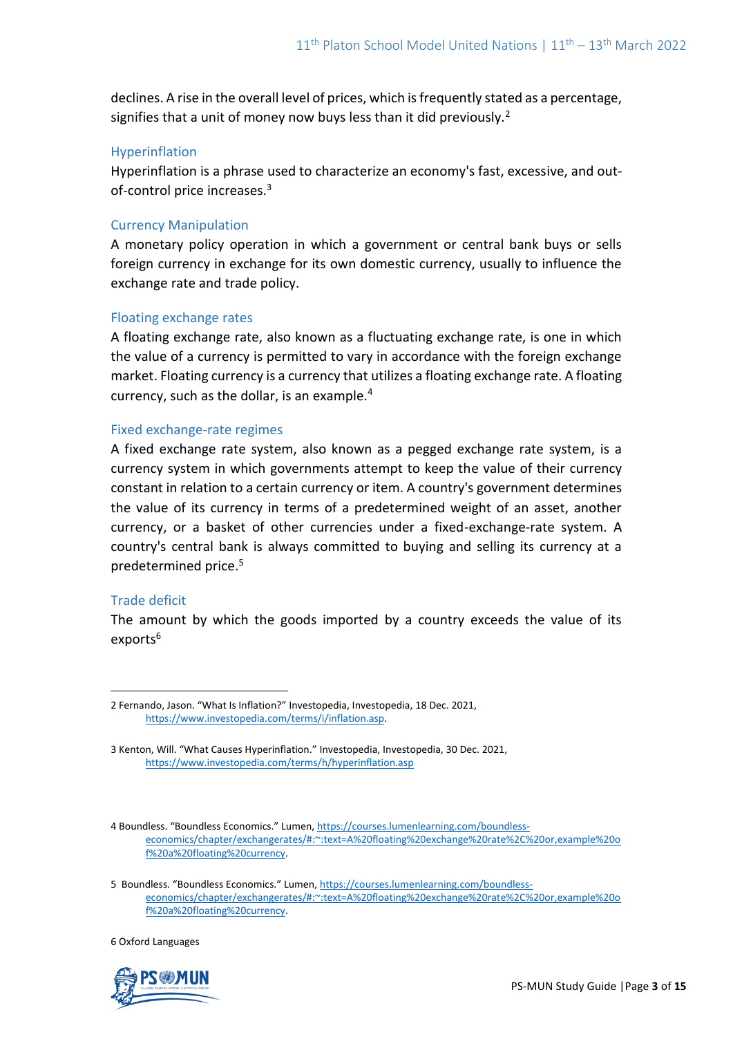declines. A rise in the overall level of prices, which is frequently stated as a percentage, signifies that a unit of money now buys less than it did previously.[2]

### Hyperinflation

Hyperinflation is a phrase used to characterize an economy's fast, excessive, and out-of-control price increases.[3]

### Currency Manipulation

A monetary policy operation in which a government or central bank buys or sells foreign currency in exchange for its own domestic currency, usually to influence the exchange rate and trade policy.

### Floating exchange rates

A floating exchange rate, also known as a fluctuating exchange rate, is one in which the value of a currency is permitted to vary in accordance with the foreign exchange market. Floating currency is a currency that utilizes a floating exchange rate. A floating currency, such as the dollar, is an example.[4]

### Fixed exchange-rate regimes

A fixed exchange rate system, also known as a pegged exchange rate system, is a currency system in which governments attempt to keep the value of their currency constant in relation to a certain currency or item. A country's government determines the value of its currency in terms of a predetermined weight of an asset, another currency, or a basket of other currencies under a fixed-exchange-rate system. A country's central bank is always committed to buying and selling its currency at a predetermined price.[5]

### Trade deficit

The amount by which the goods imported by a country exceeds the value of its exports[6]

---

2 Fernando, Jason. "What Is Inflation?" Investopedia, Investopedia, 18 Dec. 2021, https://www.investopedia.com/terms/i/inflation.asp.

3 Kenton, Will. "What Causes Hyperinflation." Investopedia, Investopedia, 30 Dec. 2021, https://www.investopedia.com/terms/h/hyperinflation.asp

4 Boundless. "Boundless Economics." Lumen, https://courses.lumenlearning.com/boundless-economics/chapter/exchangerates/#:~:text=A%20floating%20exchange%20rate%2C%20or,example%20of%20a%20floating%20currency.

5 Boundless. "Boundless Economics." Lumen, https://courses.lumenlearning.com/boundless-economics/chapter/exchangerates/#:~:text=A%20floating%20exchange%20rate%2C%20or,example%20of%20a%20floating%20currency.

6 Oxford Languages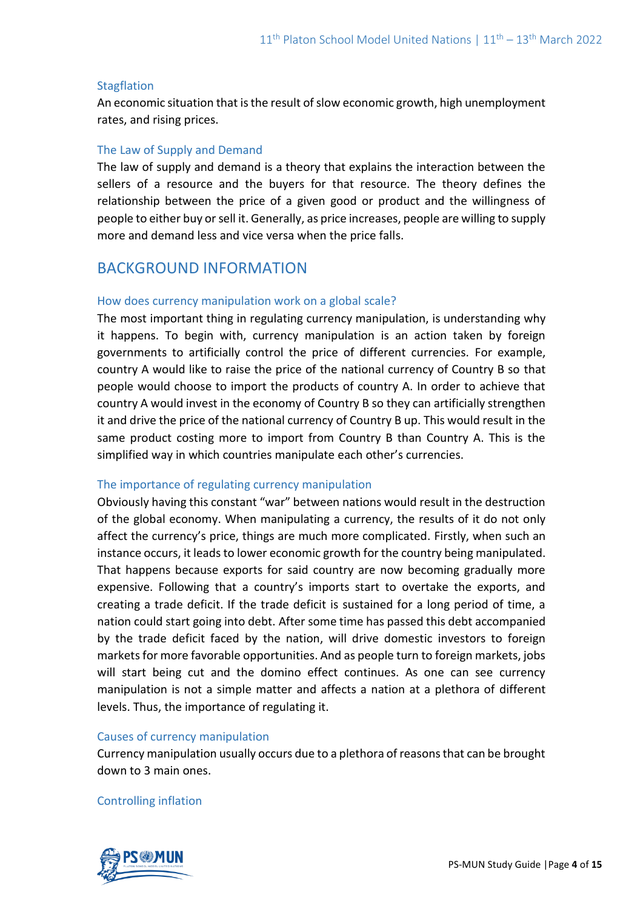### Stagflation

An economic situation that is the result of slow economic growth, high unemployment rates, and rising prices.

### The Law of Supply and Demand

The law of supply and demand is a theory that explains the interaction between the sellers of a resource and the buyers for that resource. The theory defines the relationship between the price of a given good or product and the willingness of people to either buy or sell it. Generally, as price increases, people are willing to supply more and demand less and vice versa when the price falls.

## BACKGROUND INFORMATION

### How does currency manipulation work on a global scale?

The most important thing in regulating currency manipulation, is understanding why it happens. To begin with, currency manipulation is an action taken by foreign governments to artificially control the price of different currencies. For example, country A would like to raise the price of the national currency of Country B so that people would choose to import the products of country A. In order to achieve that country A would invest in the economy of Country B so they can artificially strengthen it and drive the price of the national currency of Country B up. This would result in the same product costing more to import from Country B than Country A. This is the simplified way in which countries manipulate each other's currencies.

### The importance of regulating currency manipulation

Obviously having this constant "war" between nations would result in the destruction of the global economy. When manipulating a currency, the results of it do not only affect the currency's price, things are much more complicated. Firstly, when such an instance occurs, it leads to lower economic growth for the country being manipulated. That happens because exports for said country are now becoming gradually more expensive. Following that a country's imports start to overtake the exports, and creating a trade deficit. If the trade deficit is sustained for a long period of time, a nation could start going into debt. After some time has passed this debt accompanied by the trade deficit faced by the nation, will drive domestic investors to foreign markets for more favorable opportunities. And as people turn to foreign markets, jobs will start being cut and the domino effect continues. As one can see currency manipulation is not a simple matter and affects a nation at a plethora of different levels. Thus, the importance of regulating it.

### Causes of currency manipulation

Currency manipulation usually occurs due to a plethora of reasons that can be brought down to 3 main ones.

### Controlling inflation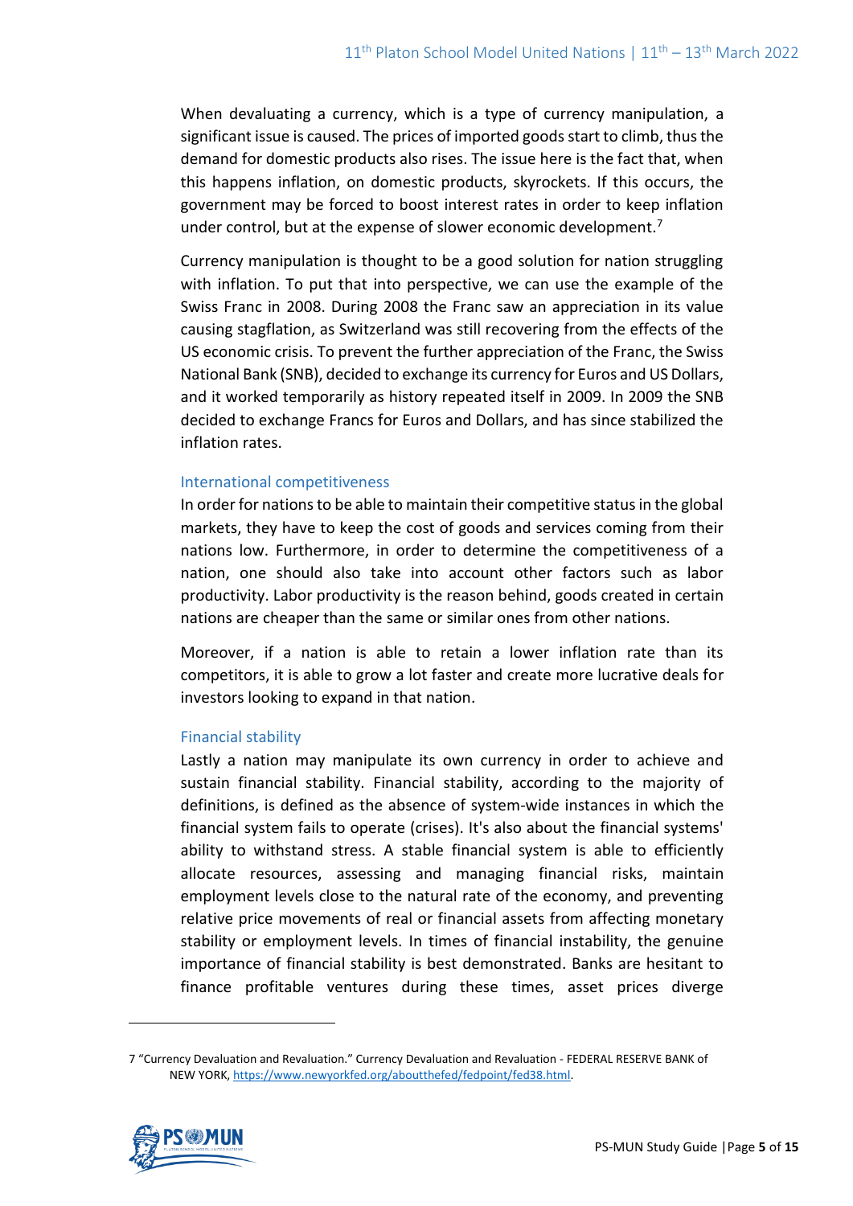When devaluating a currency, which is a type of currency manipulation, a significant issue is caused. The prices of imported goods start to climb, thus the demand for domestic products also rises. The issue here is the fact that, when this happens inflation, on domestic products, skyrockets. If this occurs, the government may be forced to boost interest rates in order to keep inflation under control, but at the expense of slower economic development.[7]

Currency manipulation is thought to be a good solution for nation struggling with inflation. To put that into perspective, we can use the example of the Swiss Franc in 2008. During 2008 the Franc saw an appreciation in its value causing stagflation, as Switzerland was still recovering from the effects of the US economic crisis. To prevent the further appreciation of the Franc, the Swiss National Bank (SNB), decided to exchange its currency for Euros and US Dollars, and it worked temporarily as history repeated itself in 2009. In 2009 the SNB decided to exchange Francs for Euros and Dollars, and has since stabilized the inflation rates.

### International competitiveness

In order for nations to be able to maintain their competitive status in the global markets, they have to keep the cost of goods and services coming from their nations low. Furthermore, in order to determine the competitiveness of a nation, one should also take into account other factors such as labor productivity. Labor productivity is the reason behind, goods created in certain nations are cheaper than the same or similar ones from other nations.

Moreover, if a nation is able to retain a lower inflation rate than its competitors, it is able to grow a lot faster and create more lucrative deals for investors looking to expand in that nation.

### Financial stability

Lastly a nation may manipulate its own currency in order to achieve and sustain financial stability. Financial stability, according to the majority of definitions, is defined as the absence of system-wide instances in which the financial system fails to operate (crises). It's also about the financial systems' ability to withstand stress. A stable financial system is able to efficiently allocate resources, assessing and managing financial risks, maintain employment levels close to the natural rate of the economy, and preventing relative price movements of real or financial assets from affecting monetary stability or employment levels. In times of financial instability, the genuine importance of financial stability is best demonstrated. Banks are hesitant to finance profitable ventures during these times, asset prices diverge

---

7 "Currency Devaluation and Revaluation." Currency Devaluation and Revaluation - FEDERAL RESERVE BANK of NEW YORK, https://www.newyorkfed.org/aboutthefed/fedpoint/fed38.html.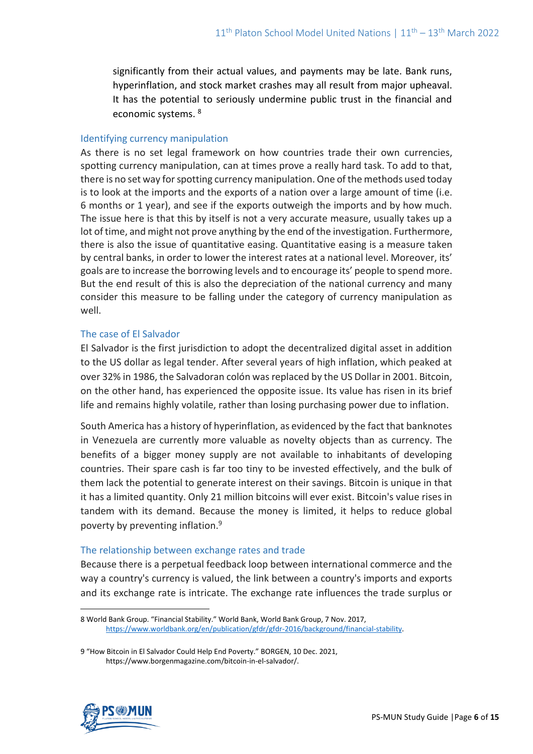significantly from their actual values, and payments may be late. Bank runs, hyperinflation, and stock market crashes may all result from major upheaval. It has the potential to seriously undermine public trust in the financial and economic systems. [8]

### Identifying currency manipulation

As there is no set legal framework on how countries trade their own currencies, spotting currency manipulation, can at times prove a really hard task. To add to that, there is no set way for spotting currency manipulation. One of the methods used today is to look at the imports and the exports of a nation over a large amount of time (i.e. 6 months or 1 year), and see if the exports outweigh the imports and by how much. The issue here is that this by itself is not a very accurate measure, usually takes up a lot of time, and might not prove anything by the end of the investigation. Furthermore, there is also the issue of quantitative easing. Quantitative easing is a measure taken by central banks, in order to lower the interest rates at a national level. Moreover, its' goals are to increase the borrowing levels and to encourage its' people to spend more. But the end result of this is also the depreciation of the national currency and many consider this measure to be falling under the category of currency manipulation as well.

### The case of El Salvador

El Salvador is the first jurisdiction to adopt the decentralized digital asset in addition to the US dollar as legal tender. After several years of high inflation, which peaked at over 32% in 1986, the Salvadoran colón was replaced by the US Dollar in 2001. Bitcoin, on the other hand, has experienced the opposite issue. Its value has risen in its brief life and remains highly volatile, rather than losing purchasing power due to inflation.

South America has a history of hyperinflation, as evidenced by the fact that banknotes in Venezuela are currently more valuable as novelty objects than as currency. The benefits of a bigger money supply are not available to inhabitants of developing countries. Their spare cash is far too tiny to be invested effectively, and the bulk of them lack the potential to generate interest on their savings. Bitcoin is unique in that it has a limited quantity. Only 21 million bitcoins will ever exist. Bitcoin's value rises in tandem with its demand. Because the money is limited, it helps to reduce global poverty by preventing inflation.[9]

### The relationship between exchange rates and trade

Because there is a perpetual feedback loop between international commerce and the way a country's currency is valued, the link between a country's imports and exports and its exchange rate is intricate. The exchange rate influences the trade surplus or

---

8 World Bank Group. "Financial Stability." World Bank, World Bank Group, 7 Nov. 2017, https://www.worldbank.org/en/publication/gfdr/gfdr-2016/background/financial-stability.

9 "How Bitcoin in El Salvador Could Help End Poverty." BORGEN, 10 Dec. 2021, https://www.borgenmagazine.com/bitcoin-in-el-salvador/.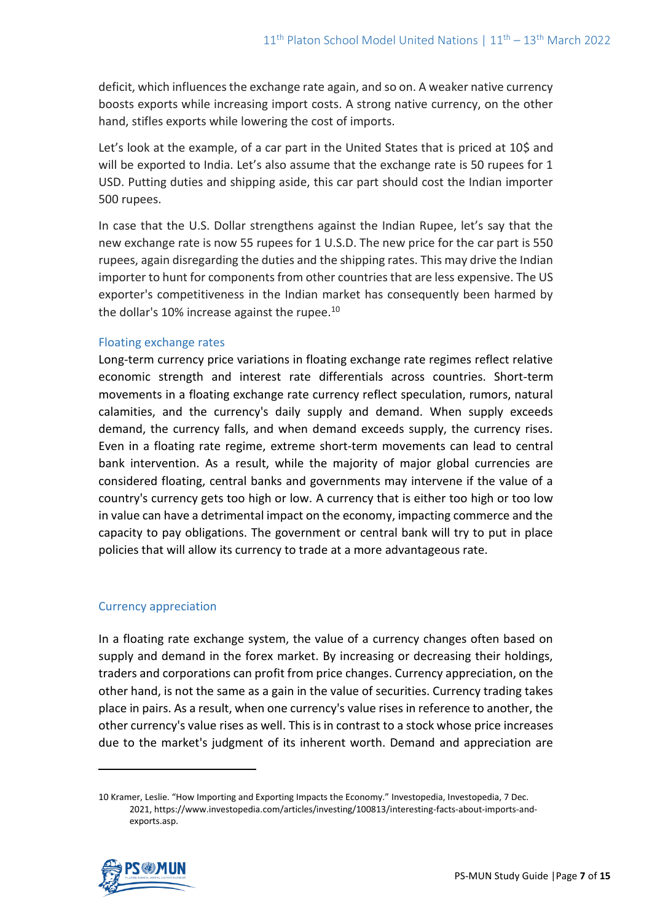deficit, which influences the exchange rate again, and so on. A weaker native currency boosts exports while increasing import costs. A strong native currency, on the other hand, stifles exports while lowering the cost of imports.

Let's look at the example, of a car part in the United States that is priced at 10$ and will be exported to India. Let's also assume that the exchange rate is 50 rupees for 1 USD. Putting duties and shipping aside, this car part should cost the Indian importer 500 rupees.

In case that the U.S. Dollar strengthens against the Indian Rupee, let's say that the new exchange rate is now 55 rupees for 1 U.S.D. The new price for the car part is 550 rupees, again disregarding the duties and the shipping rates. This may drive the Indian importer to hunt for components from other countries that are less expensive. The US exporter's competitiveness in the Indian market has consequently been harmed by the dollar's 10% increase against the rupee.[10]

### Floating exchange rates

Long-term currency price variations in floating exchange rate regimes reflect relative economic strength and interest rate differentials across countries. Short-term movements in a floating exchange rate currency reflect speculation, rumors, natural calamities, and the currency's daily supply and demand. When supply exceeds demand, the currency falls, and when demand exceeds supply, the currency rises. Even in a floating rate regime, extreme short-term movements can lead to central bank intervention. As a result, while the majority of major global currencies are considered floating, central banks and governments may intervene if the value of a country's currency gets too high or low. A currency that is either too high or too low in value can have a detrimental impact on the economy, impacting commerce and the capacity to pay obligations. The government or central bank will try to put in place policies that will allow its currency to trade at a more advantageous rate.

### Currency appreciation

In a floating rate exchange system, the value of a currency changes often based on supply and demand in the forex market. By increasing or decreasing their holdings, traders and corporations can profit from price changes. Currency appreciation, on the other hand, is not the same as a gain in the value of securities. Currency trading takes place in pairs. As a result, when one currency's value rises in reference to another, the other currency's value rises as well. This is in contrast to a stock whose price increases due to the market's judgment of its inherent worth. Demand and appreciation are

---

10 Kramer, Leslie. "How Importing and Exporting Impacts the Economy." Investopedia, Investopedia, 7 Dec. 2021, https://www.investopedia.com/articles/investing/100813/interesting-facts-about-imports-and-exports.asp.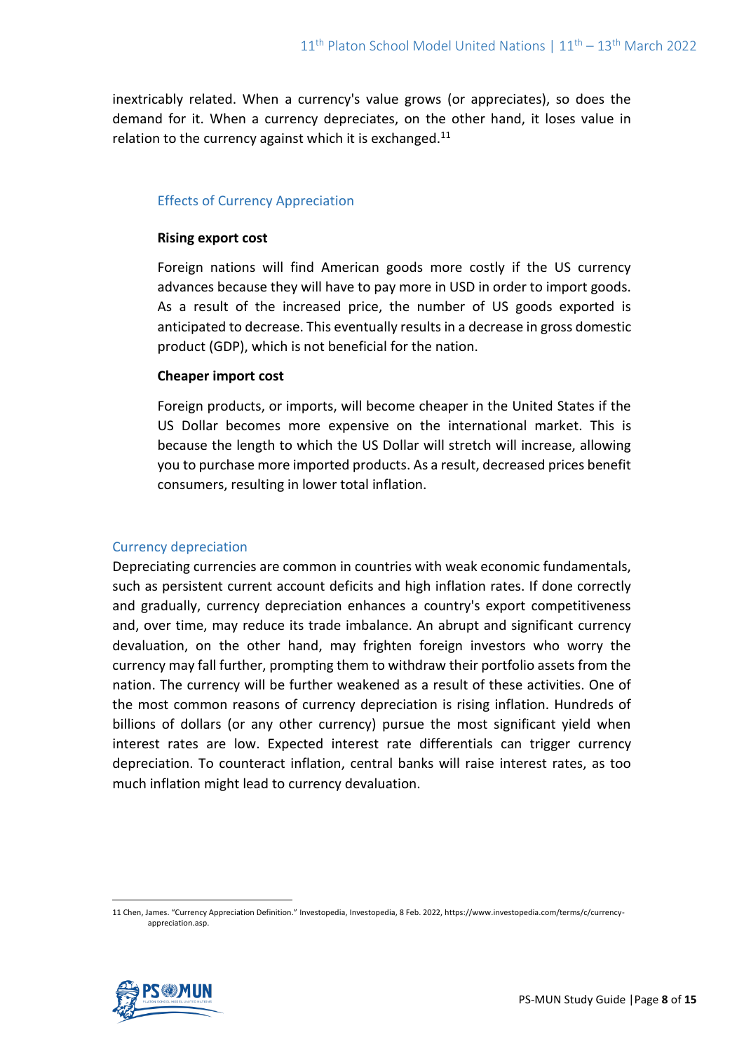inextricably related. When a currency's value grows (or appreciates), so does the demand for it. When a currency depreciates, on the other hand, it loses value in relation to the currency against which it is exchanged.[11]

### Effects of Currency Appreciation

**Rising export cost**

Foreign nations will find American goods more costly if the US currency advances because they will have to pay more in USD in order to import goods. As a result of the increased price, the number of US goods exported is anticipated to decrease. This eventually results in a decrease in gross domestic product (GDP), which is not beneficial for the nation.

**Cheaper import cost**

Foreign products, or imports, will become cheaper in the United States if the US Dollar becomes more expensive on the international market. This is because the length to which the US Dollar will stretch will increase, allowing you to purchase more imported products. As a result, decreased prices benefit consumers, resulting in lower total inflation.

## Currency depreciation

Depreciating currencies are common in countries with weak economic fundamentals, such as persistent current account deficits and high inflation rates. If done correctly and gradually, currency depreciation enhances a country's export competitiveness and, over time, may reduce its trade imbalance. An abrupt and significant currency devaluation, on the other hand, may frighten foreign investors who worry the currency may fall further, prompting them to withdraw their portfolio assets from the nation. The currency will be further weakened as a result of these activities. One of the most common reasons of currency depreciation is rising inflation. Hundreds of billions of dollars (or any other currency) pursue the most significant yield when interest rates are low. Expected interest rate differentials can trigger currency depreciation. To counteract inflation, central banks will raise interest rates, as too much inflation might lead to currency devaluation.

---

11 Chen, James. "Currency Appreciation Definition." Investopedia, Investopedia, 8 Feb. 2022, https://www.investopedia.com/terms/c/currency-appreciation.asp.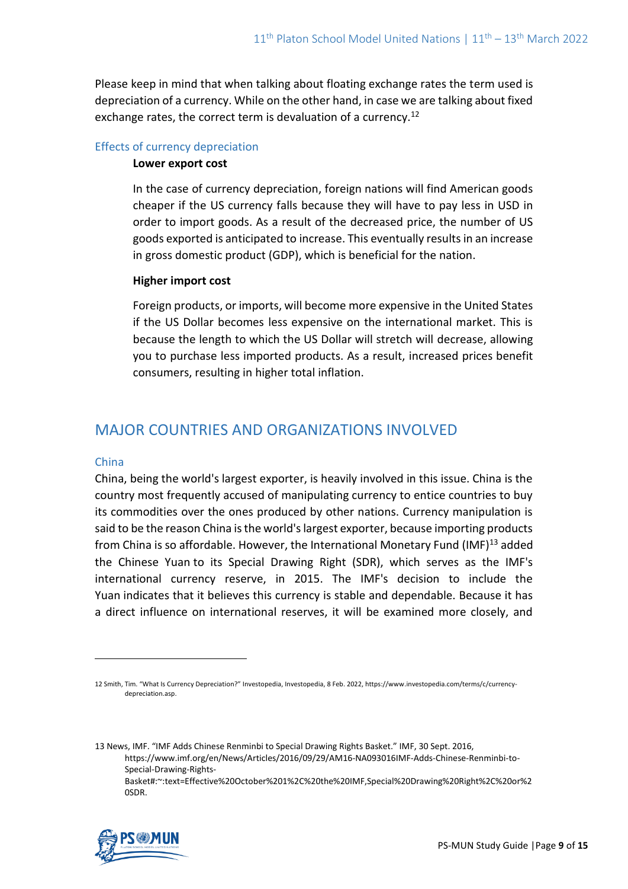Please keep in mind that when talking about floating exchange rates the term used is depreciation of a currency. While on the other hand, in case we are talking about fixed exchange rates, the correct term is devaluation of a currency.[12]

### Effects of currency depreciation

**Lower export cost**

In the case of currency depreciation, foreign nations will find American goods cheaper if the US currency falls because they will have to pay less in USD in order to import goods. As a result of the decreased price, the number of US goods exported is anticipated to increase. This eventually results in an increase in gross domestic product (GDP), which is beneficial for the nation.

**Higher import cost**

Foreign products, or imports, will become more expensive in the United States if the US Dollar becomes less expensive on the international market. This is because the length to which the US Dollar will stretch will decrease, allowing you to purchase less imported products. As a result, increased prices benefit consumers, resulting in higher total inflation.

## MAJOR COUNTRIES AND ORGANIZATIONS INVOLVED

### China

China, being the world's largest exporter, is heavily involved in this issue. China is the country most frequently accused of manipulating currency to entice countries to buy its commodities over the ones produced by other nations. Currency manipulation is said to be the reason China is the world's largest exporter, because importing products from China is so affordable. However, the International Monetary Fund (IMF)[13] added the Chinese Yuan to its Special Drawing Right (SDR), which serves as the IMF's international currency reserve, in 2015. The IMF's decision to include the Yuan indicates that it believes this currency is stable and dependable. Because it has a direct influence on international reserves, it will be examined more closely, and

---

12 Smith, Tim. "What Is Currency Depreciation?" Investopedia, Investopedia, 8 Feb. 2022, https://www.investopedia.com/terms/c/currency-depreciation.asp.

13 News, IMF. "IMF Adds Chinese Renminbi to Special Drawing Rights Basket." IMF, 30 Sept. 2016, https://www.imf.org/en/News/Articles/2016/09/29/AM16-NA093016IMF-Adds-Chinese-Renminbi-to-Special-Drawing-Rights-Basket#:~:text=Effective%20October%201%2C%20the%20IMF,Special%20Drawing%20Right%2C%20or%20SDR.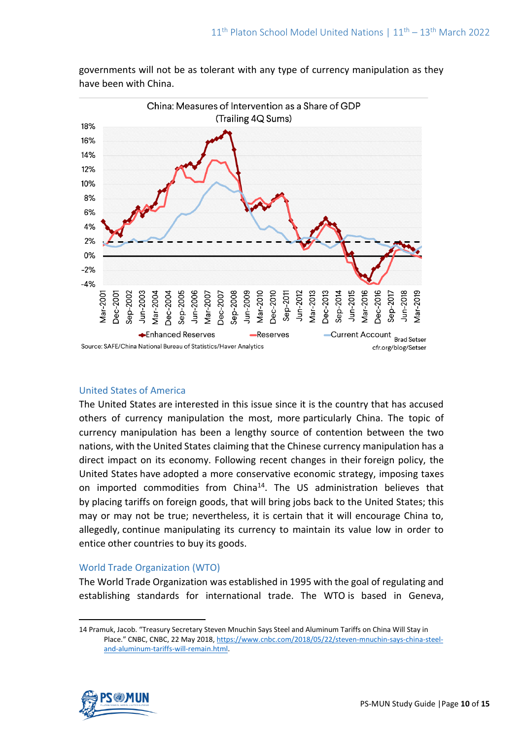governments will not be as tolerant with any type of currency manipulation as they have been with China.

China: Measures of Intervention as a Share of GDP (Trailing 4Q Sums)

Source: SAFE/China National Bureau of Statistics/Haver Analytics — Brad Setser cfr.org/blog/Setser

### United States of America

The United States are interested in this issue since it is the country that has accused others of currency manipulation the most, more particularly China. The topic of currency manipulation has been a lengthy source of contention between the two nations, with the United States claiming that the Chinese currency manipulation has a direct impact on its economy. Following recent changes in their foreign policy, the United States have adopted a more conservative economic strategy, imposing taxes on imported commodities from China[14]. The US administration believes that by placing tariffs on foreign goods, that will bring jobs back to the United States; this may or may not be true; nevertheless, it is certain that it will encourage China to, allegedly, continue manipulating its currency to maintain its value low in order to entice other countries to buy its goods.

### World Trade Organization (WTO)

The World Trade Organization was established in 1995 with the goal of regulating and establishing standards for international trade. The WTO is based in Geneva,

---

14 Pramuk, Jacob. "Treasury Secretary Steven Mnuchin Says Steel and Aluminum Tariffs on China Will Stay in Place." CNBC, CNBC, 22 May 2018, https://www.cnbc.com/2018/05/22/steven-mnuchin-says-china-steel-and-aluminum-tariffs-will-remain.html.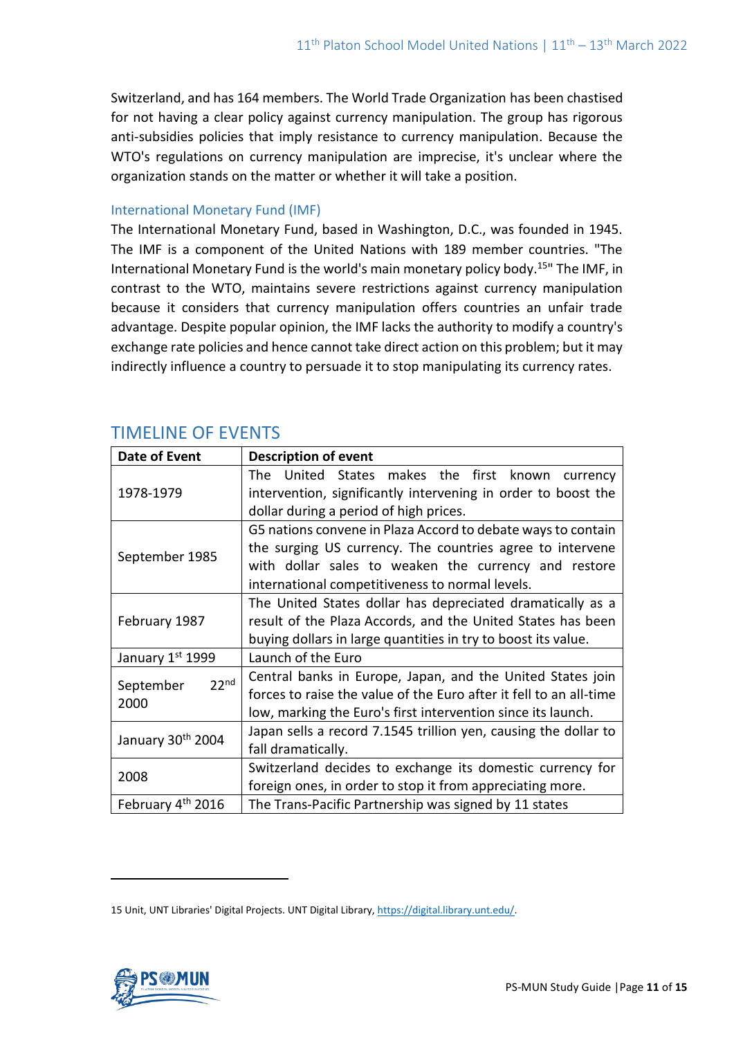Switzerland, and has 164 members. The World Trade Organization has been chastised for not having a clear policy against currency manipulation. The group has rigorous anti-subsidies policies that imply resistance to currency manipulation. Because the WTO's regulations on currency manipulation are imprecise, it's unclear where the organization stands on the matter or whether it will take a position.

### International Monetary Fund (IMF)

The International Monetary Fund, based in Washington, D.C., was founded in 1945. The IMF is a component of the United Nations with 189 member countries. "The International Monetary Fund is the world's main monetary policy body.[15]" The IMF, in contrast to the WTO, maintains severe restrictions against currency manipulation because it considers that currency manipulation offers countries an unfair trade advantage. Despite popular opinion, the IMF lacks the authority to modify a country's exchange rate policies and hence cannot take direct action on this problem; but it may indirectly influence a country to persuade it to stop manipulating its currency rates.

## TIMELINE OF EVENTS

| Date of Event | Description of event |
|---|---|
| 1978-1979 | The United States makes the first known currency intervention, significantly intervening in order to boost the dollar during a period of high prices. |
| September 1985 | G5 nations convene in Plaza Accord to debate ways to contain the surging US currency. The countries agree to intervene with dollar sales to weaken the currency and restore international competitiveness to normal levels. |
| February 1987 | The United States dollar has depreciated dramatically as a result of the Plaza Accords, and the United States has been buying dollars in large quantities in try to boost its value. |
| January 1st 1999 | Launch of the Euro |
| September 22nd 2000 | Central banks in Europe, Japan, and the United States join forces to raise the value of the Euro after it fell to an all-time low, marking the Euro's first intervention since its launch. |
| January 30th 2004 | Japan sells a record 7.1545 trillion yen, causing the dollar to fall dramatically. |
| 2008 | Switzerland decides to exchange its domestic currency for foreign ones, in order to stop it from appreciating more. |
| February 4th 2016 | The Trans-Pacific Partnership was signed by 11 states |

15 Unit, UNT Libraries' Digital Projects. UNT Digital Library, https://digital.library.unt.edu/.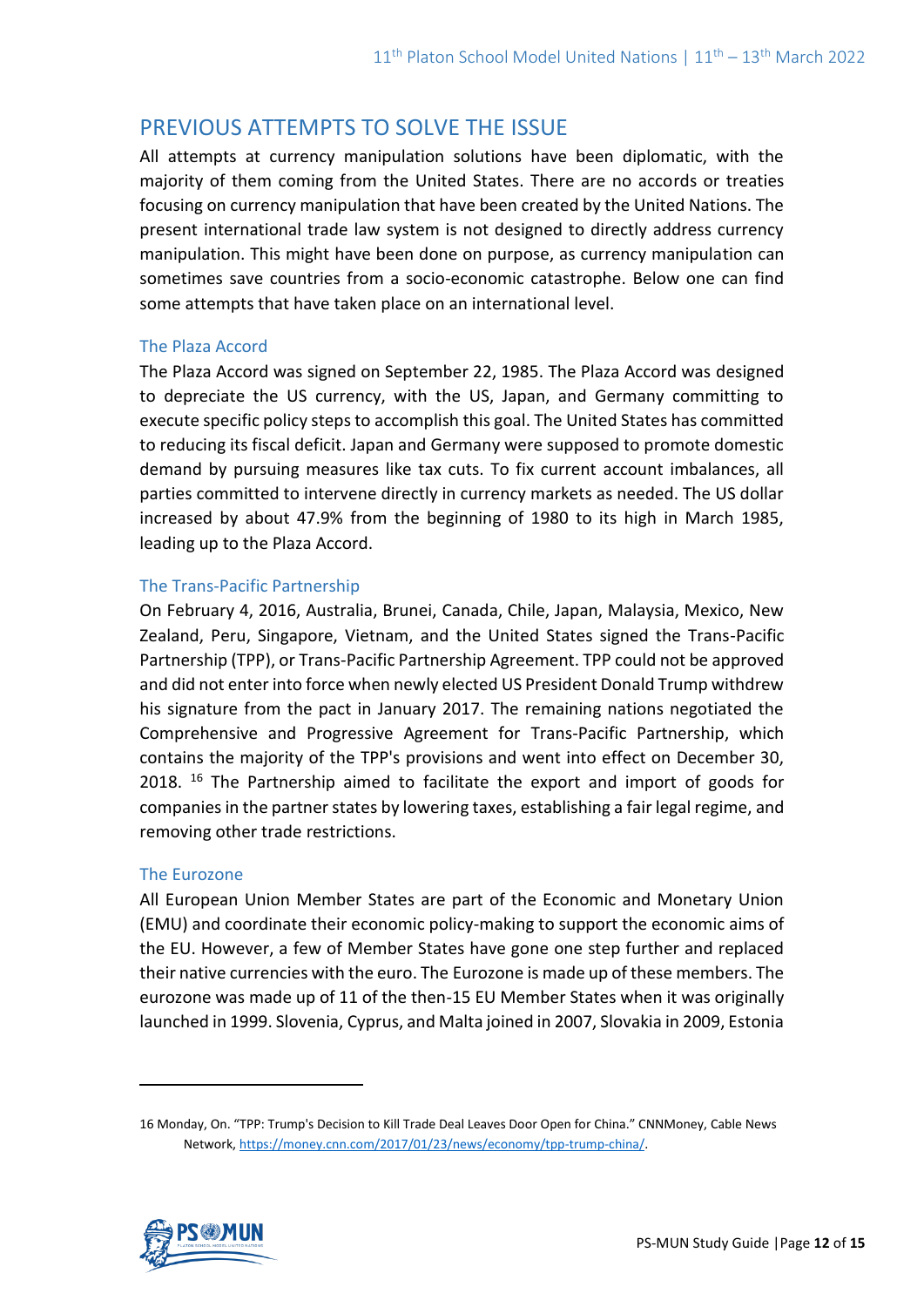## PREVIOUS ATTEMPTS TO SOLVE THE ISSUE

All attempts at currency manipulation solutions have been diplomatic, with the majority of them coming from the United States. There are no accords or treaties focusing on currency manipulation that have been created by the United Nations. The present international trade law system is not designed to directly address currency manipulation. This might have been done on purpose, as currency manipulation can sometimes save countries from a socio-economic catastrophe. Below one can find some attempts that have taken place on an international level.

### The Plaza Accord

The Plaza Accord was signed on September 22, 1985. The Plaza Accord was designed to depreciate the US currency, with the US, Japan, and Germany committing to execute specific policy steps to accomplish this goal. The United States has committed to reducing its fiscal deficit. Japan and Germany were supposed to promote domestic demand by pursuing measures like tax cuts. To fix current account imbalances, all parties committed to intervene directly in currency markets as needed. The US dollar increased by about 47.9% from the beginning of 1980 to its high in March 1985, leading up to the Plaza Accord.

### The Trans-Pacific Partnership

On February 4, 2016, Australia, Brunei, Canada, Chile, Japan, Malaysia, Mexico, New Zealand, Peru, Singapore, Vietnam, and the United States signed the Trans-Pacific Partnership (TPP), or Trans-Pacific Partnership Agreement. TPP could not be approved and did not enter into force when newly elected US President Donald Trump withdrew his signature from the pact in January 2017. The remaining nations negotiated the Comprehensive and Progressive Agreement for Trans-Pacific Partnership, which contains the majority of the TPP's provisions and went into effect on December 30, 2018. [16] The Partnership aimed to facilitate the export and import of goods for companies in the partner states by lowering taxes, establishing a fair legal regime, and removing other trade restrictions.

### The Eurozone

All European Union Member States are part of the Economic and Monetary Union (EMU) and coordinate their economic policy-making to support the economic aims of the EU. However, a few of Member States have gone one step further and replaced their native currencies with the euro. The Eurozone is made up of these members. The eurozone was made up of 11 of the then-15 EU Member States when it was originally launched in 1999. Slovenia, Cyprus, and Malta joined in 2007, Slovakia in 2009, Estonia

---

16 Monday, On. "TPP: Trump's Decision to Kill Trade Deal Leaves Door Open for China." CNNMoney, Cable News Network, https://money.cnn.com/2017/01/23/news/economy/tpp-trump-china/.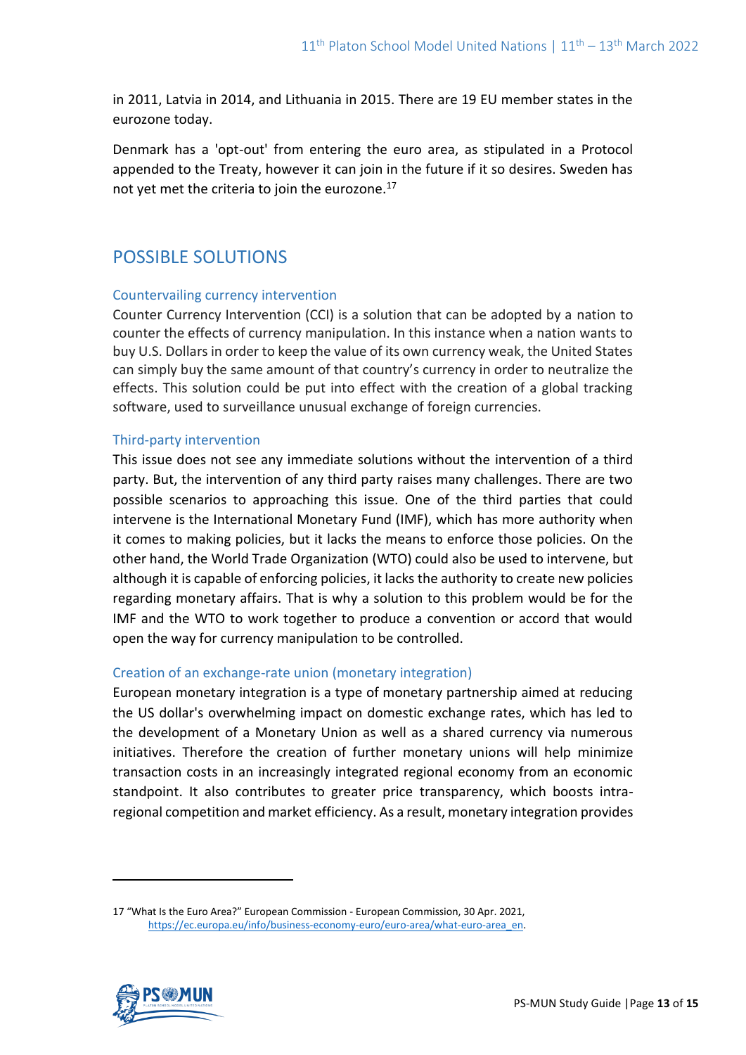in 2011, Latvia in 2014, and Lithuania in 2015. There are 19 EU member states in the eurozone today.

Denmark has a 'opt-out' from entering the euro area, as stipulated in a Protocol appended to the Treaty, however it can join in the future if it so desires. Sweden has not yet met the criteria to join the eurozone.[17]

## POSSIBLE SOLUTIONS

### Countervailing currency intervention

Counter Currency Intervention (CCI) is a solution that can be adopted by a nation to counter the effects of currency manipulation. In this instance when a nation wants to buy U.S. Dollars in order to keep the value of its own currency weak, the United States can simply buy the same amount of that country's currency in order to neutralize the effects. This solution could be put into effect with the creation of a global tracking software, used to surveillance unusual exchange of foreign currencies.

### Third-party intervention

This issue does not see any immediate solutions without the intervention of a third party. But, the intervention of any third party raises many challenges. There are two possible scenarios to approaching this issue. One of the third parties that could intervene is the International Monetary Fund (IMF), which has more authority when it comes to making policies, but it lacks the means to enforce those policies. On the other hand, the World Trade Organization (WTO) could also be used to intervene, but although it is capable of enforcing policies, it lacks the authority to create new policies regarding monetary affairs. That is why a solution to this problem would be for the IMF and the WTO to work together to produce a convention or accord that would open the way for currency manipulation to be controlled.

### Creation of an exchange-rate union (monetary integration)

European monetary integration is a type of monetary partnership aimed at reducing the US dollar's overwhelming impact on domestic exchange rates, which has led to the development of a Monetary Union as well as a shared currency via numerous initiatives. Therefore the creation of further monetary unions will help minimize transaction costs in an increasingly integrated regional economy from an economic standpoint. It also contributes to greater price transparency, which boosts intra-regional competition and market efficiency. As a result, monetary integration provides

---

17 "What Is the Euro Area?" European Commission - European Commission, 30 Apr. 2021, https://ec.europa.eu/info/business-economy-euro/euro-area/what-euro-area_en.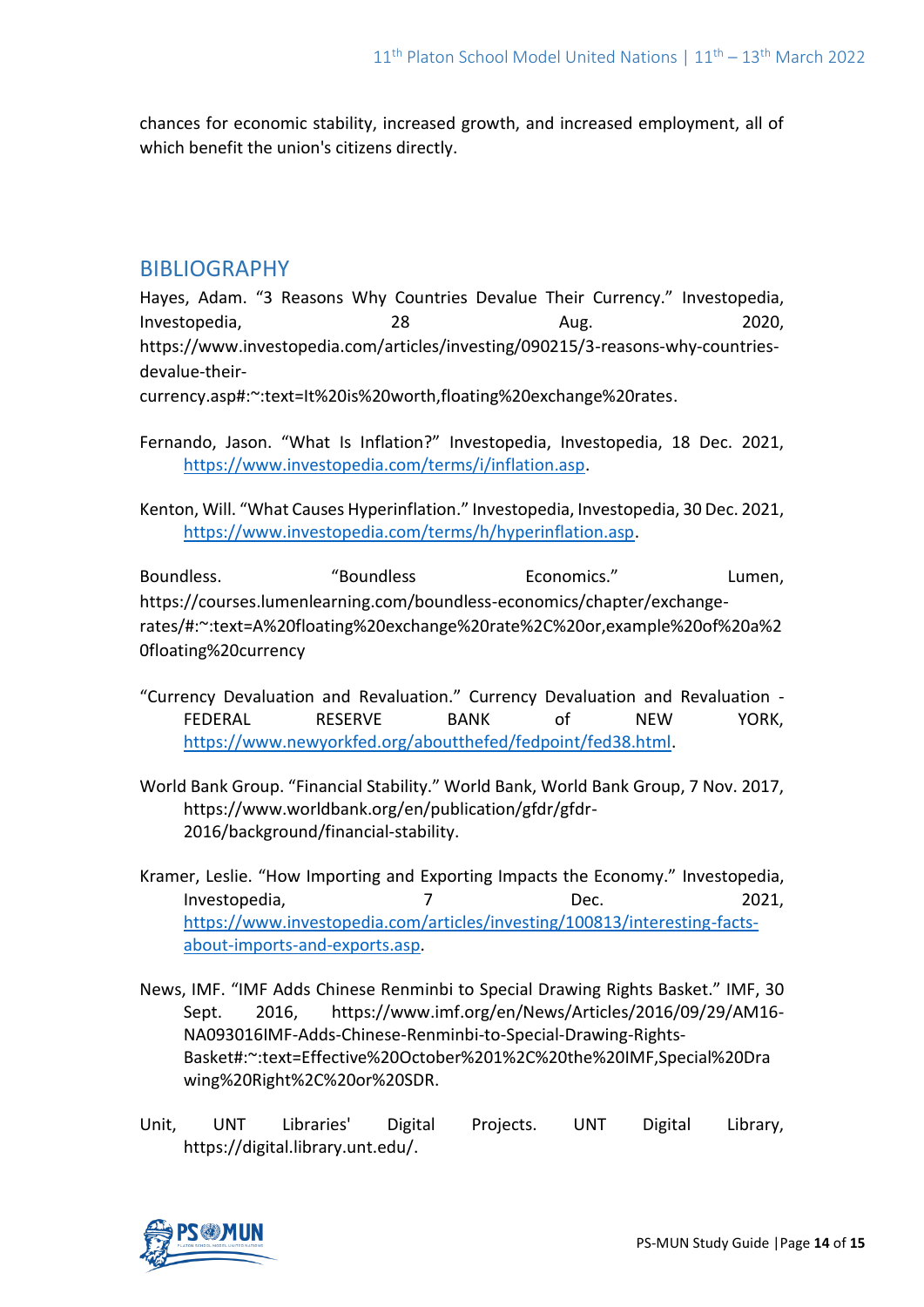chances for economic stability, increased growth, and increased employment, all of which benefit the union's citizens directly.

## BIBLIOGRAPHY

Hayes, Adam. "3 Reasons Why Countries Devalue Their Currency." Investopedia, Investopedia, 28 Aug. 2020, https://www.investopedia.com/articles/investing/090215/3-reasons-why-countries-devalue-their-currency.asp#:~:text=It%20is%20worth,floating%20exchange%20rates.

Fernando, Jason. "What Is Inflation?" Investopedia, Investopedia, 18 Dec. 2021, https://www.investopedia.com/terms/i/inflation.asp.

Kenton, Will. "What Causes Hyperinflation." Investopedia, Investopedia, 30 Dec. 2021, https://www.investopedia.com/terms/h/hyperinflation.asp.

Boundless. "Boundless Economics." Lumen, https://courses.lumenlearning.com/boundless-economics/chapter/exchange-rates/#:~:text=A%20floating%20exchange%20rate%2C%20or,example%20of%20a%20floating%20currency

"Currency Devaluation and Revaluation." Currency Devaluation and Revaluation - FEDERAL RESERVE BANK of NEW YORK, https://www.newyorkfed.org/aboutthefed/fedpoint/fed38.html.

World Bank Group. "Financial Stability." World Bank, World Bank Group, 7 Nov. 2017, https://www.worldbank.org/en/publication/gfdr/gfdr-2016/background/financial-stability.

Kramer, Leslie. "How Importing and Exporting Impacts the Economy." Investopedia, Investopedia, 7 Dec. 2021, https://www.investopedia.com/articles/investing/100813/interesting-facts-about-imports-and-exports.asp.

News, IMF. "IMF Adds Chinese Renminbi to Special Drawing Rights Basket." IMF, 30 Sept. 2016, https://www.imf.org/en/News/Articles/2016/09/29/AM16-NA093016IMF-Adds-Chinese-Renminbi-to-Special-Drawing-Rights-Basket#:~:text=Effective%20October%201%2C%20the%20IMF,Special%20Drawing%20Right%2C%20or%20SDR.

Unit, UNT Libraries' Digital Projects. UNT Digital Library, https://digital.library.unt.edu/.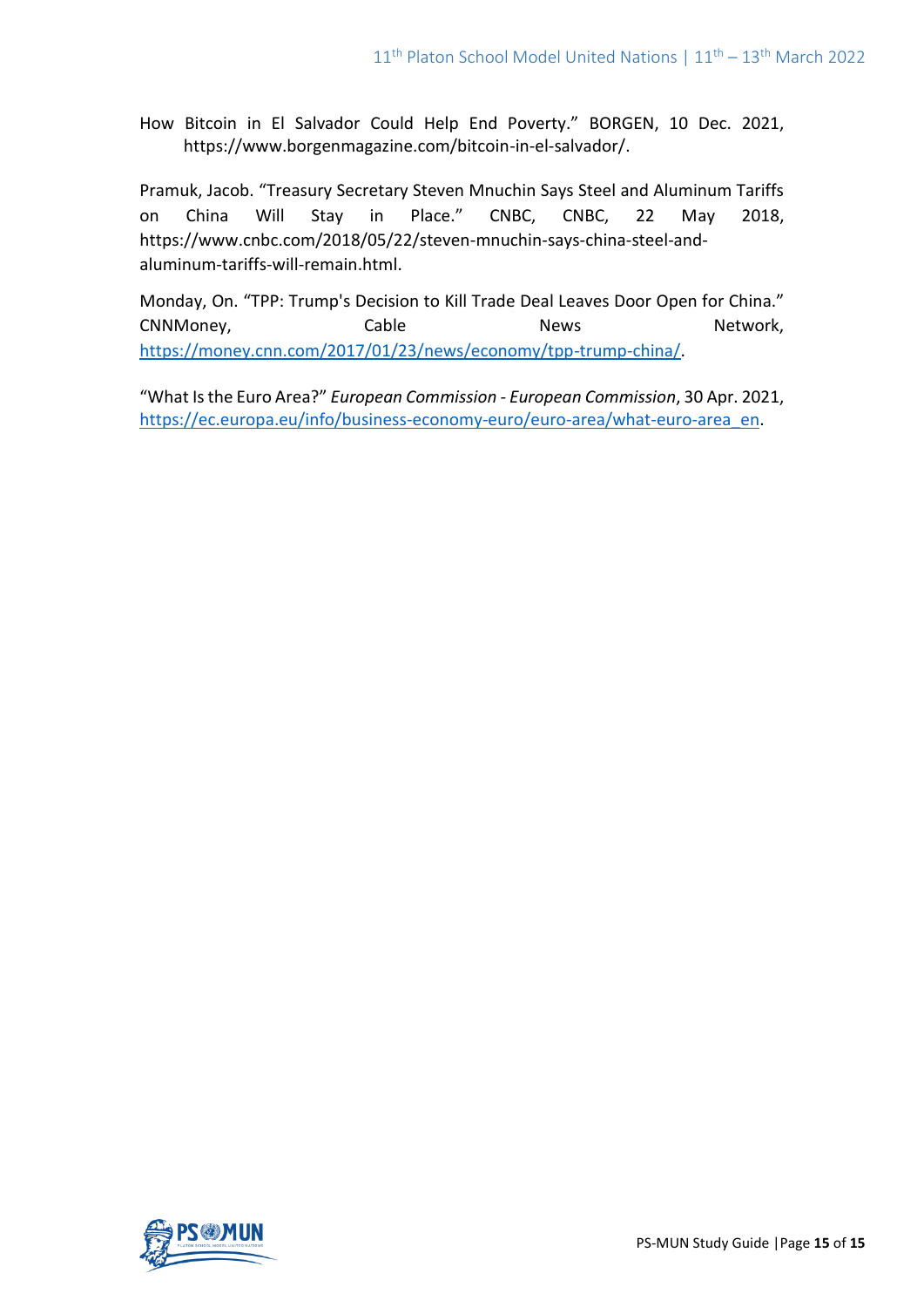How Bitcoin in El Salvador Could Help End Poverty." BORGEN, 10 Dec. 2021, https://www.borgenmagazine.com/bitcoin-in-el-salvador/.

Pramuk, Jacob. "Treasury Secretary Steven Mnuchin Says Steel and Aluminum Tariffs on China Will Stay in Place." CNBC, CNBC, 22 May 2018, https://www.cnbc.com/2018/05/22/steven-mnuchin-says-china-steel-and-aluminum-tariffs-will-remain.html.

Monday, On. "TPP: Trump's Decision to Kill Trade Deal Leaves Door Open for China." CNNMoney, Cable News Network, https://money.cnn.com/2017/01/23/news/economy/tpp-trump-china/.

"What Is the Euro Area?" *European Commission - European Commission*, 30 Apr. 2021, https://ec.europa.eu/info/business-economy-euro/euro-area/what-euro-area_en.